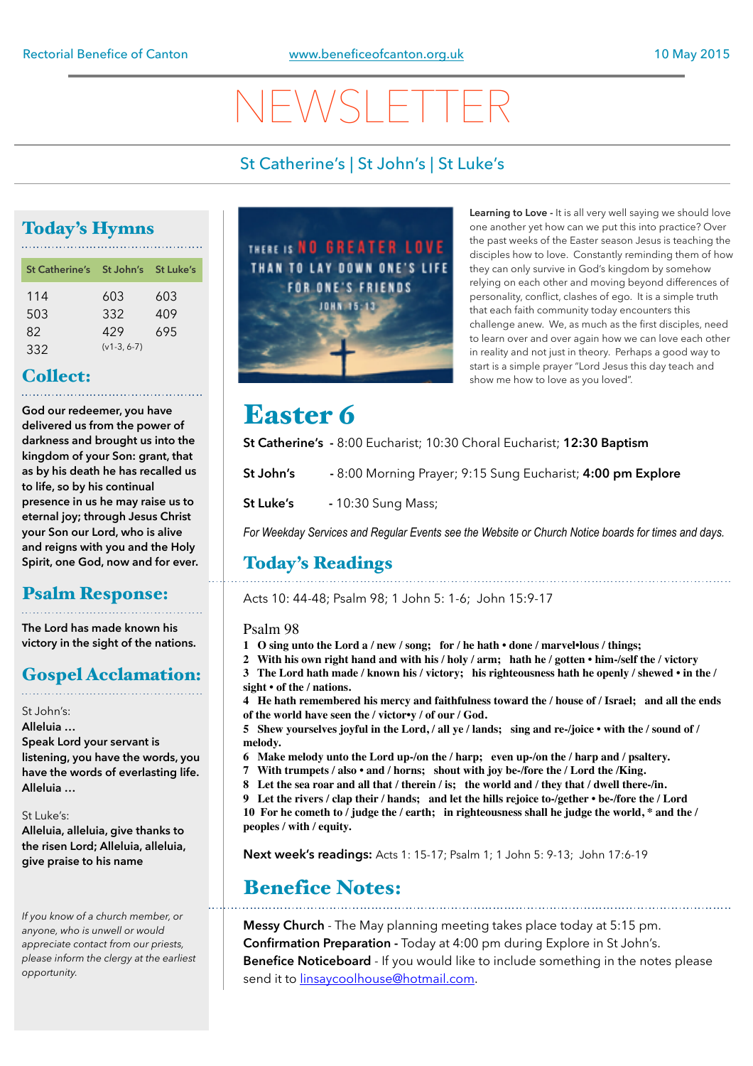Rectorial Benefice of Canton | www.beneficeofcanton.org.uk | 10 May 2015

# NEWSLETTER

St Catherine's | St John's | St Luke's

## Today's Hymns

| St Catherine's | St John's | St Luke's |
|---|---|---|
| 114 | 603 | 603 |
| 503 | 332 | 409 |
| 82 | 429 (v1-3, 6-7) | 695 |
| 332 | | |

## Collect:

**God our redeemer, you have delivered us from the power of darkness and brought us into the kingdom of your Son: grant, that as by his death he has recalled us to life, so by his continual presence in us he may raise us to eternal joy; through Jesus Christ your Son our Lord, who is alive and reigns with you and the Holy Spirit, one God, now and for ever.**

## Psalm Response:

**The Lord has made known his victory in the sight of the nations.**

## Gospel Acclamation:

St John's:
**Alleluia …**
**Speak Lord your servant is listening, you have the words, you have the words of everlasting life.**
**Alleluia …**

St Luke's:
**Alleluia, alleluia, give thanks to the risen Lord; Alleluia, alleluia, give praise to his name**

*If you know of a church member, or anyone, who is unwell or would appreciate contact from our priests, please inform the clergy at the earliest opportunity.*

THERE IS NO GREATER LOVE THAN TO LAY DOWN ONE'S LIFE FOR ONE'S FRIENDS
JOHN 15:13

**Learning to Love -** It is all very well saying we should love one another yet how can we put this into practice? Over the past weeks of the Easter season Jesus is teaching the disciples how to love. Constantly reminding them of how they can only survive in God's kingdom by somehow relying on each other and moving beyond differences of personality, conflict, clashes of ego. It is a simple truth that each faith community today encounters this challenge anew. We, as much as the first disciples, need to learn over and over again how we can love each other in reality and not just in theory. Perhaps a good way to start is a simple prayer "Lord Jesus this day teach and show me how to love as you loved".

# Easter 6

**St Catherine's** - 8:00 Eucharist; 10:30 Choral Eucharist; **12:30 Baptism**

**St John's** - 8:00 Morning Prayer; 9:15 Sung Eucharist; **4:00 pm Explore**

**St Luke's** - 10:30 Sung Mass;

*For Weekday Services and Regular Events see the Website or Church Notice boards for times and days.*

## Today's Readings

Acts 10: 44-48; Psalm 98; 1 John 5: 1-6; John 15:9-17

Psalm 98

**1 O sing unto the Lord a / new / song; for / he hath • done / marvel•lous / things;**
**2 With his own right hand and with his / holy / arm; hath he / gotten • him-/self the / victory**
**3 The Lord hath made / known his / victory; his righteousness hath he openly / shewed • in the / sight • of the / nations.**
**4 He hath remembered his mercy and faithfulness toward the / house of / Israel; and all the ends of the world have seen the / victor•y / of our / God.**
**5 Shew yourselves joyful in the Lord, / all ye / lands; sing and re-/joice • with the / sound of / melody.**
**6 Make melody unto the Lord up-/on the / harp; even up-/on the / harp and / psaltery.**
**7 With trumpets / also • and / horns; shout with joy be-/fore the / Lord the /King.**
**8 Let the sea roar and all that / therein / is; the world and / they that / dwell there-/in.**
**9 Let the rivers / clap their / hands; and let the hills rejoice to-/gether • be-/fore the / Lord**
**10 For he cometh to / judge the / earth; in righteousness shall he judge the world, * and the / peoples / with / equity.**

**Next week's readings:** Acts 1: 15-17; Psalm 1; 1 John 5: 9-13; John 17:6-19

## Benefice Notes:

**Messy Church** - The May planning meeting takes place today at 5:15 pm.
**Confirmation Preparation** - Today at 4:00 pm during Explore in St John's.
**Benefice Noticeboard** - If you would like to include something in the notes please send it to linsaycoolhouse@hotmail.com.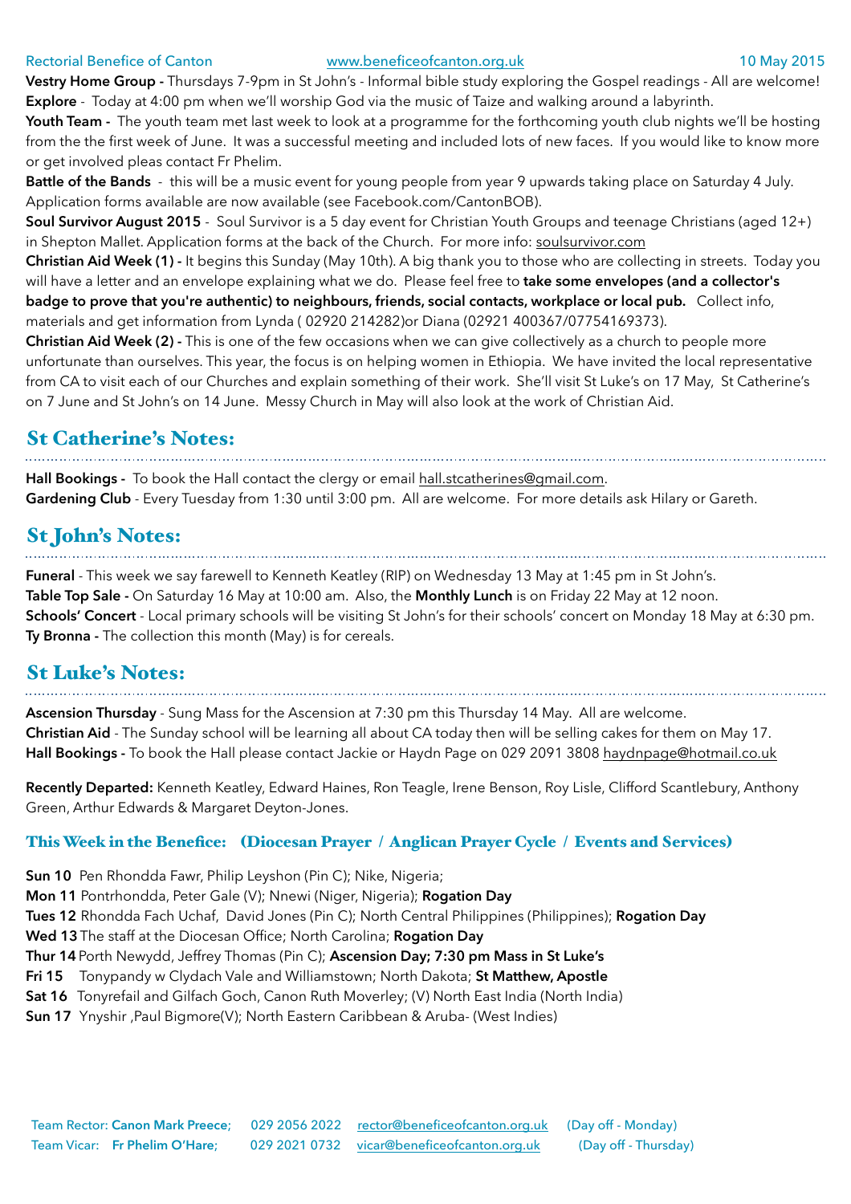**Vestry Home Group -** Thursdays 7-9pm in St John's - Informal bible study exploring the Gospel readings - All are welcome!

**Explore** - Today at 4:00 pm when we'll worship God via the music of Taize and walking around a labyrinth.

**Youth Team -** The youth team met last week to look at a programme for the forthcoming youth club nights we'll be hosting from the the first week of June. It was a successful meeting and included lots of new faces. If you would like to know more or get involved pleas contact Fr Phelim.

**Battle of the Bands** - this will be a music event for young people from year 9 upwards taking place on Saturday 4 July. Application forms available are now available (see Facebook.com/CantonBOB).

**Soul Survivor August 2015** - Soul Survivor is a 5 day event for Christian Youth Groups and teenage Christians (aged 12+) in Shepton Mallet. Application forms at the back of the Church. For more info: soulsurvivor.com

**Christian Aid Week (1) -** It begins this Sunday (May 10th). A big thank you to those who are collecting in streets. Today you will have a letter and an envelope explaining what we do. Please feel free to **take some envelopes (and a collector's badge to prove that you're authentic) to neighbours, friends, social contacts, workplace or local pub.** Collect info, materials and get information from Lynda ( 02920 214282)or Diana (02921 400367/07754169373).

**Christian Aid Week (2) -** This is one of the few occasions when we can give collectively as a church to people more unfortunate than ourselves. This year, the focus is on helping women in Ethiopia. We have invited the local representative from CA to visit each of our Churches and explain something of their work. She'll visit St Luke's on 17 May, St Catherine's on 7 June and St John's on 14 June. Messy Church in May will also look at the work of Christian Aid.

## St Catherine's Notes:

**Hall Bookings -** To book the Hall contact the clergy or email hall.stcatherines@gmail.com.

**Gardening Club** - Every Tuesday from 1:30 until 3:00 pm. All are welcome. For more details ask Hilary or Gareth.

## St John's Notes:

**Funeral** - This week we say farewell to Kenneth Keatley (RIP) on Wednesday 13 May at 1:45 pm in St John's.

**Table Top Sale -** On Saturday 16 May at 10:00 am. Also, the **Monthly Lunch** is on Friday 22 May at 12 noon.

**Schools' Concert** - Local primary schools will be visiting St John's for their schools' concert on Monday 18 May at 6:30 pm.

**Ty Bronna -** The collection this month (May) is for cereals.

## St Luke's Notes:

**Ascension Thursday** - Sung Mass for the Ascension at 7:30 pm this Thursday 14 May. All are welcome.

**Christian Aid** - The Sunday school will be learning all about CA today then will be selling cakes for them on May 17.

**Hall Bookings -** To book the Hall please contact Jackie or Haydn Page on 029 2091 3808 haydnpage@hotmail.co.uk

**Recently Departed:** Kenneth Keatley, Edward Haines, Ron Teagle, Irene Benson, Roy Lisle, Clifford Scantlebury, Anthony Green, Arthur Edwards & Margaret Deyton-Jones.

### This Week in the Benefice: (Diocesan Prayer / Anglican Prayer Cycle / Events and Services)

**Sun 10** Pen Rhondda Fawr, Philip Leyshon (Pin C); Nike, Nigeria;
**Mon 11** Pontrhondda, Peter Gale (V); Nnewi (Niger, Nigeria); **Rogation Day**
**Tues 12** Rhondda Fach Uchaf, David Jones (Pin C); North Central Philippines (Philippines); **Rogation Day**
**Wed 13** The staff at the Diocesan Office; North Carolina; **Rogation Day**
**Thur 14** Porth Newydd, Jeffrey Thomas (Pin C); **Ascension Day; 7:30 pm Mass in St Luke's**
**Fri 15** Tonypandy w Clydach Vale and Williamstown; North Dakota; **St Matthew, Apostle**
**Sat 16** Tonyrefail and Gilfach Goch, Canon Ruth Moverley; (V) North East India (North India)
**Sun 17** Ynyshir ,Paul Bigmore(V); North Eastern Caribbean & Aruba- (West Indies)

Team Rector: **Canon Mark Preece;** 029 2056 2022 rector@beneficeofcanton.org.uk (Day off - Monday)
Team Vicar: **Fr Phelim O'Hare;** 029 2021 0732 vicar@beneficeofcanton.org.uk (Day off - Thursday)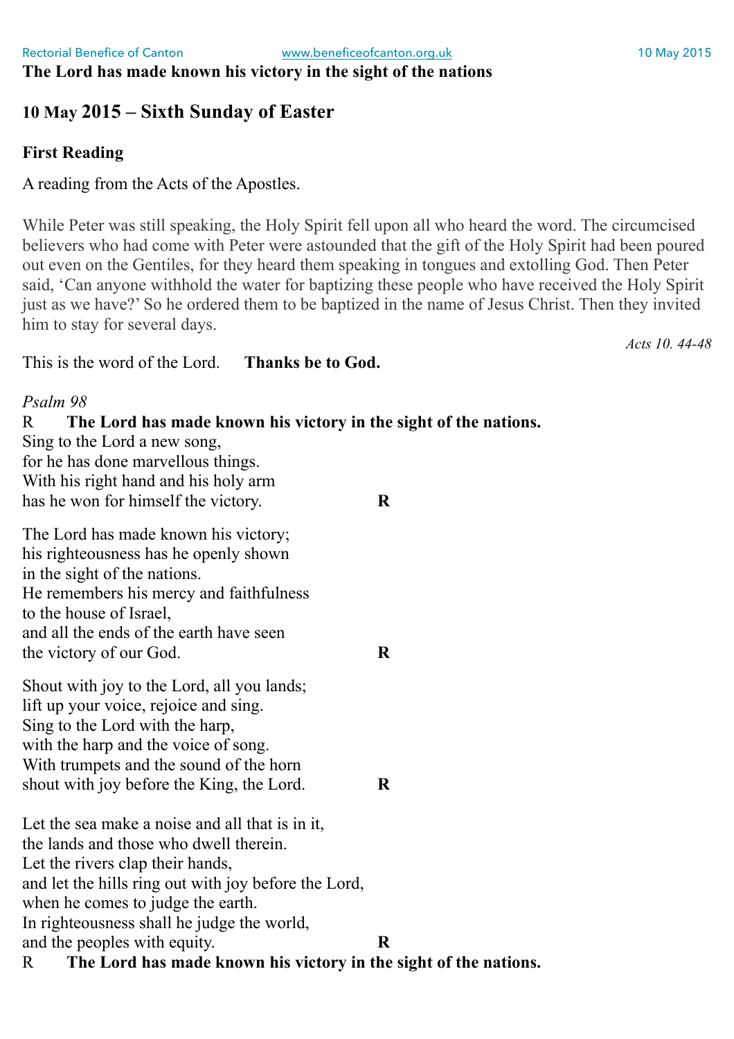**The Lord has made known his victory in the sight of the nations**

## 10 May 2015 – Sixth Sunday of Easter

### First Reading

A reading from the Acts of the Apostles.

While Peter was still speaking, the Holy Spirit fell upon all who heard the word. The circumcised believers who had come with Peter were astounded that the gift of the Holy Spirit had been poured out even on the Gentiles, for they heard them speaking in tongues and extolling God. Then Peter said, 'Can anyone withhold the water for baptizing these people who have received the Holy Spirit just as we have?' So he ordered them to be baptized in the name of Jesus Christ. Then they invited him to stay for several days.

*Acts 10. 44-48*

This is the word of the Lord. **Thanks be to God.**

*Psalm 98*

R **The Lord has made known his victory in the sight of the nations.**

Sing to the Lord a new song,
for he has done marvellous things.
With his right hand and his holy arm
has he won for himself the victory. **R**

The Lord has made known his victory;
his righteousness has he openly shown
in the sight of the nations.
He remembers his mercy and faithfulness
to the house of Israel,
and all the ends of the earth have seen
the victory of our God. **R**

Shout with joy to the Lord, all you lands;
lift up your voice, rejoice and sing.
Sing to the Lord with the harp,
with the harp and the voice of song.
With trumpets and the sound of the horn
shout with joy before the King, the Lord. **R**

Let the sea make a noise and all that is in it,
the lands and those who dwell therein.
Let the rivers clap their hands,
and let the hills ring out with joy before the Lord,
when he comes to judge the earth.
In righteousness shall he judge the world,
and the peoples with equity. **R**

R **The Lord has made known his victory in the sight of the nations.**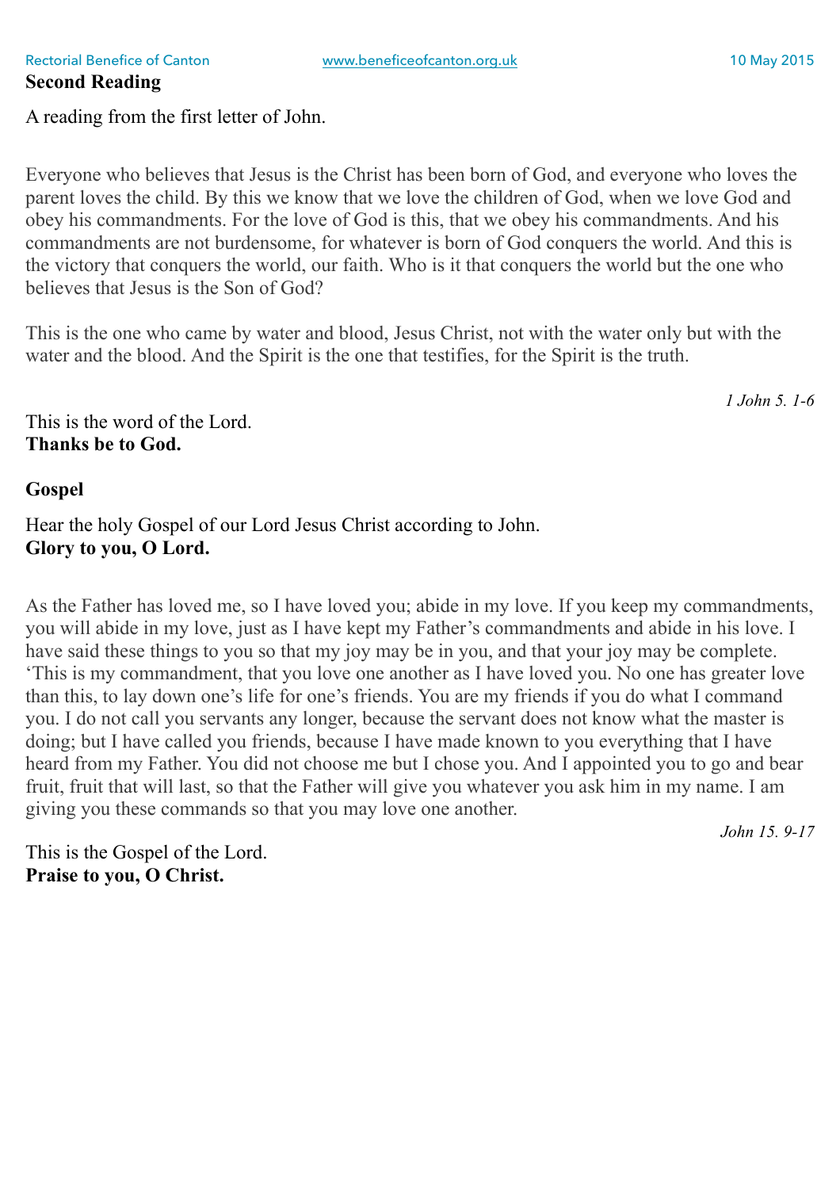## Second Reading

A reading from the first letter of John.

Everyone who believes that Jesus is the Christ has been born of God, and everyone who loves the parent loves the child. By this we know that we love the children of God, when we love God and obey his commandments. For the love of God is this, that we obey his commandments. And his commandments are not burdensome, for whatever is born of God conquers the world. And this is the victory that conquers the world, our faith. Who is it that conquers the world but the one who believes that Jesus is the Son of God?

This is the one who came by water and blood, Jesus Christ, not with the water only but with the water and the blood. And the Spirit is the one that testifies, for the Spirit is the truth.

*1 John 5. 1-6*

This is the word of the Lord.
**Thanks be to God.**

## Gospel

Hear the holy Gospel of our Lord Jesus Christ according to John.
**Glory to you, O Lord.**

As the Father has loved me, so I have loved you; abide in my love. If you keep my commandments, you will abide in my love, just as I have kept my Father's commandments and abide in his love. I have said these things to you so that my joy may be in you, and that your joy may be complete. 'This is my commandment, that you love one another as I have loved you. No one has greater love than this, to lay down one's life for one's friends. You are my friends if you do what I command you. I do not call you servants any longer, because the servant does not know what the master is doing; but I have called you friends, because I have made known to you everything that I have heard from my Father. You did not choose me but I chose you. And I appointed you to go and bear fruit, fruit that will last, so that the Father will give you whatever you ask him in my name. I am giving you these commands so that you may love one another.

*John 15. 9-17*

This is the Gospel of the Lord.
**Praise to you, O Christ.**